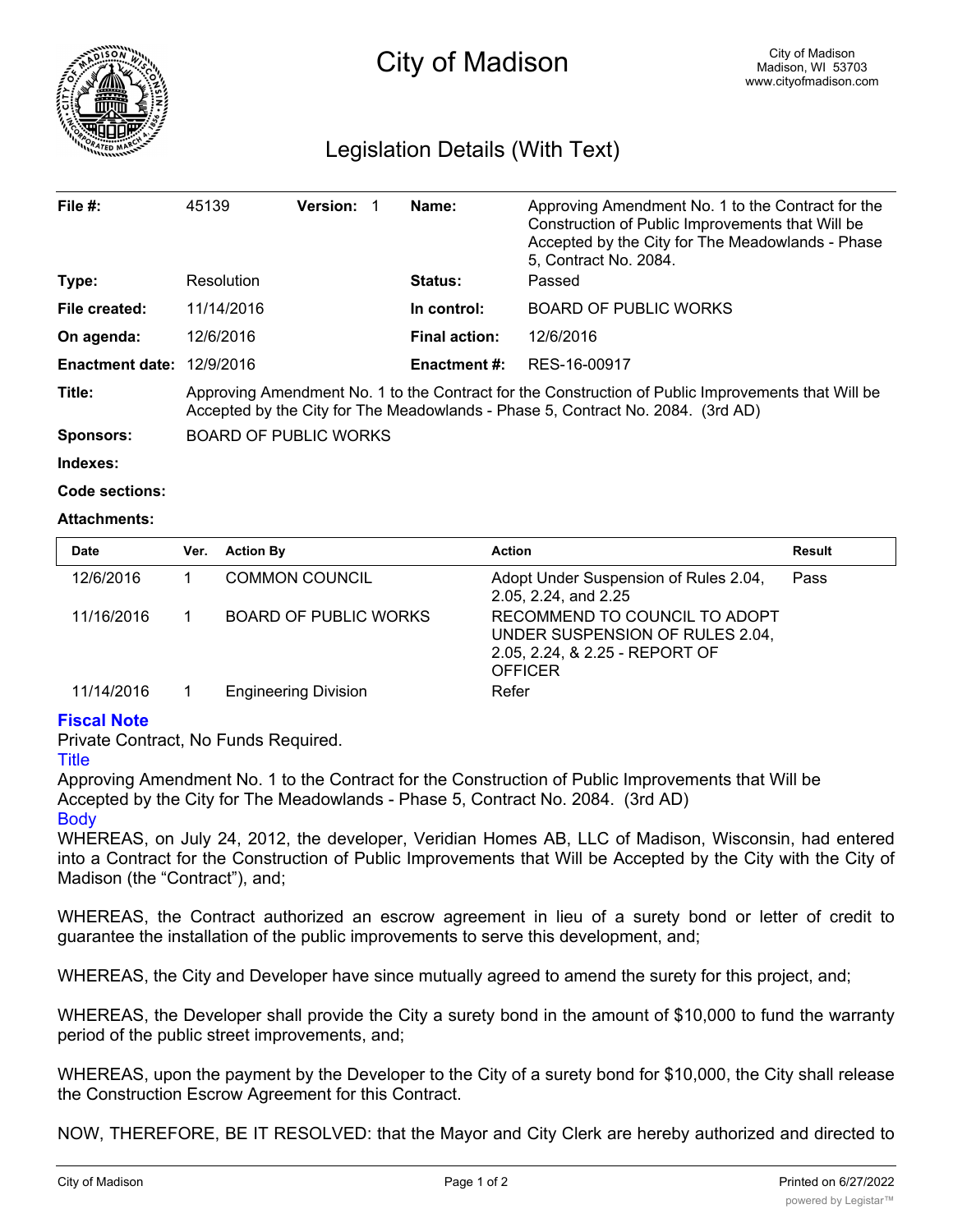# City of Madison

City of Madison
Madison, WI 53703
www.cityofmadison.com

## Legislation Details (With Text)

| | | | | | |
|---|---|---|---|---|---|
| **File #:** | 45139 | **Version:** 1 | | **Name:** | Approving Amendment No. 1 to the Contract for the Construction of Public Improvements that Will be Accepted by the City for The Meadowlands - Phase 5, Contract No. 2084. |
| **Type:** | Resolution | | | **Status:** | Passed |
| **File created:** | 11/14/2016 | | | **In control:** | BOARD OF PUBLIC WORKS |
| **On agenda:** | 12/6/2016 | | | **Final action:** | 12/6/2016 |
| **Enactment date:** | 12/9/2016 | | | **Enactment #:** | RES-16-00917 |

**Title:** Approving Amendment No. 1 to the Contract for the Construction of Public Improvements that Will be Accepted by the City for The Meadowlands - Phase 5, Contract No. 2084. (3rd AD)

**Sponsors:** BOARD OF PUBLIC WORKS

**Indexes:**

**Code sections:**

**Attachments:**

| Date | Ver. | Action By | Action | Result |
|---|---|---|---|---|
| 12/6/2016 | 1 | COMMON COUNCIL | Adopt Under Suspension of Rules 2.04, 2.05, 2.24, and 2.25 | Pass |
| 11/16/2016 | 1 | BOARD OF PUBLIC WORKS | RECOMMEND TO COUNCIL TO ADOPT UNDER SUSPENSION OF RULES 2.04, 2.05, 2.24, & 2.25 - REPORT OF OFFICER | |
| 11/14/2016 | 1 | Engineering Division | Refer | |

**Fiscal Note**

Private Contract, No Funds Required.

Title

Approving Amendment No. 1 to the Contract for the Construction of Public Improvements that Will be Accepted by the City for The Meadowlands - Phase 5, Contract No. 2084. (3rd AD)

Body

WHEREAS, on July 24, 2012, the developer, Veridian Homes AB, LLC of Madison, Wisconsin, had entered into a Contract for the Construction of Public Improvements that Will be Accepted by the City with the City of Madison (the "Contract"), and;

WHEREAS, the Contract authorized an escrow agreement in lieu of a surety bond or letter of credit to guarantee the installation of the public improvements to serve this development, and;

WHEREAS, the City and Developer have since mutually agreed to amend the surety for this project, and;

WHEREAS, the Developer shall provide the City a surety bond in the amount of $10,000 to fund the warranty period of the public street improvements, and;

WHEREAS, upon the payment by the Developer to the City of a surety bond for $10,000, the City shall release the Construction Escrow Agreement for this Contract.

NOW, THEREFORE, BE IT RESOLVED: that the Mayor and City Clerk are hereby authorized and directed to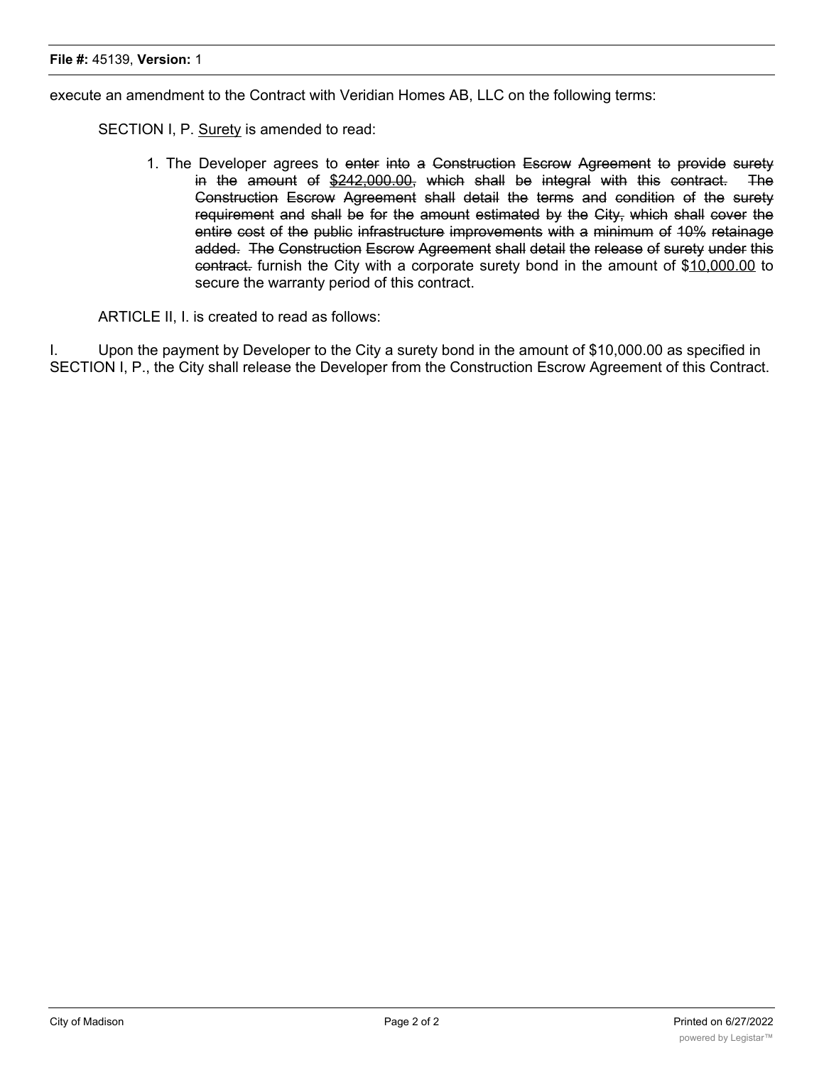execute an amendment to the Contract with Veridian Homes AB, LLC on the following terms:

SECTION I, P. <u>Surety</u> is amended to read:

1. The Developer agrees to ~~enter into a Construction Escrow Agreement to provide surety in the amount of $242,000.00, which shall be integral with this contract. The Construction Escrow Agreement shall detail the terms and condition of the surety requirement and shall be for the amount estimated by the City, which shall cover the entire cost of the public infrastructure improvements with a minimum of 10% retainage added. The Construction Escrow Agreement shall detail the release of surety under this contract.~~ furnish the City with a corporate surety bond in the amount of $<u>10,000.00</u> to secure the warranty period of this contract.

ARTICLE II, I. is created to read as follows:

I. Upon the payment by Developer to the City a surety bond in the amount of $10,000.00 as specified in SECTION I, P., the City shall release the Developer from the Construction Escrow Agreement of this Contract.